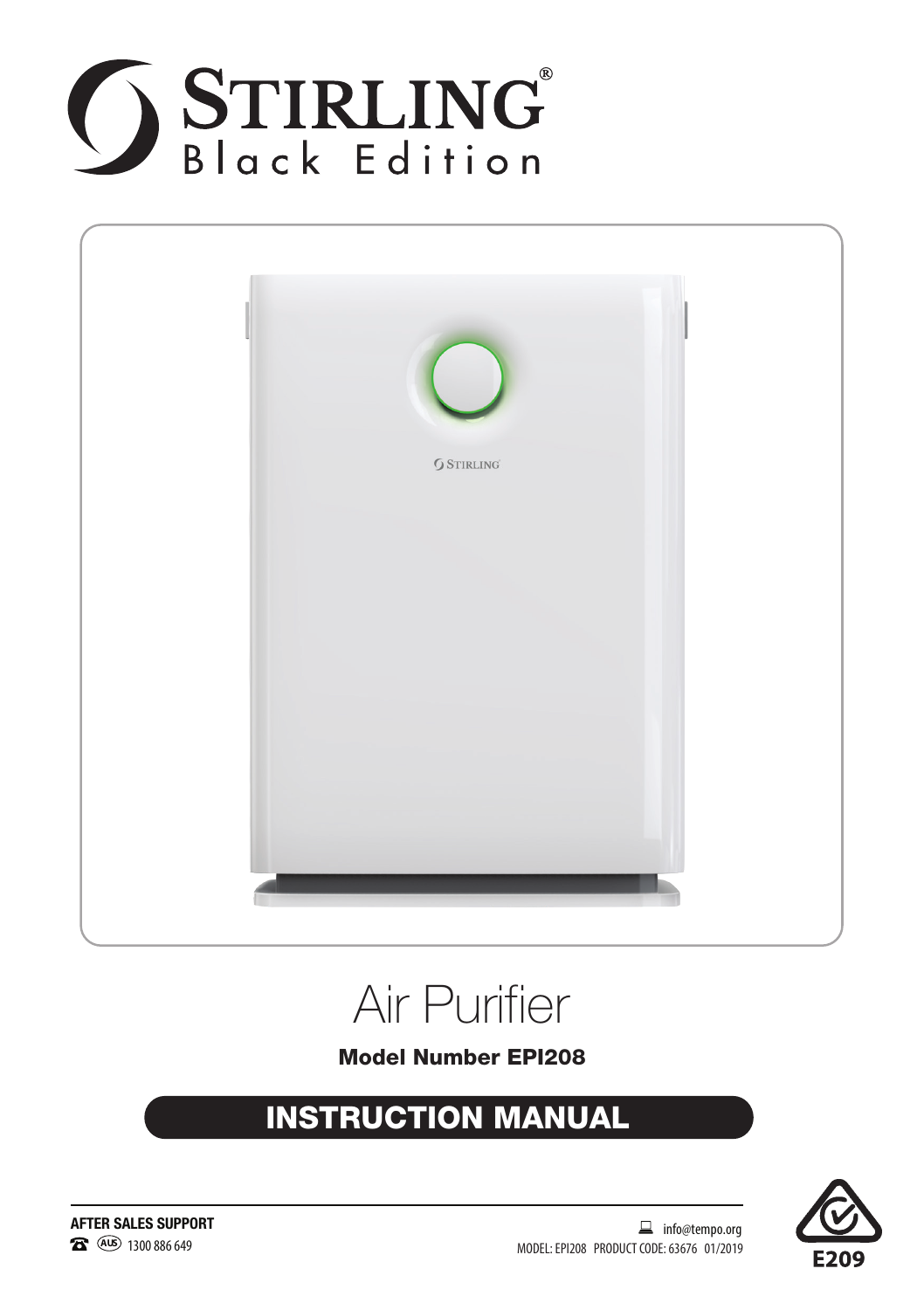# STIRLING®
Black Edition

STIRLING

# Air Purifier

**Model Number EPI208**

## INSTRUCTION MANUAL

**AFTER SALES SUPPORT**

(AUS) 1300 886 649

info@tempo.org

MODEL: EPI208 PRODUCT CODE: 63676 01/2019

E209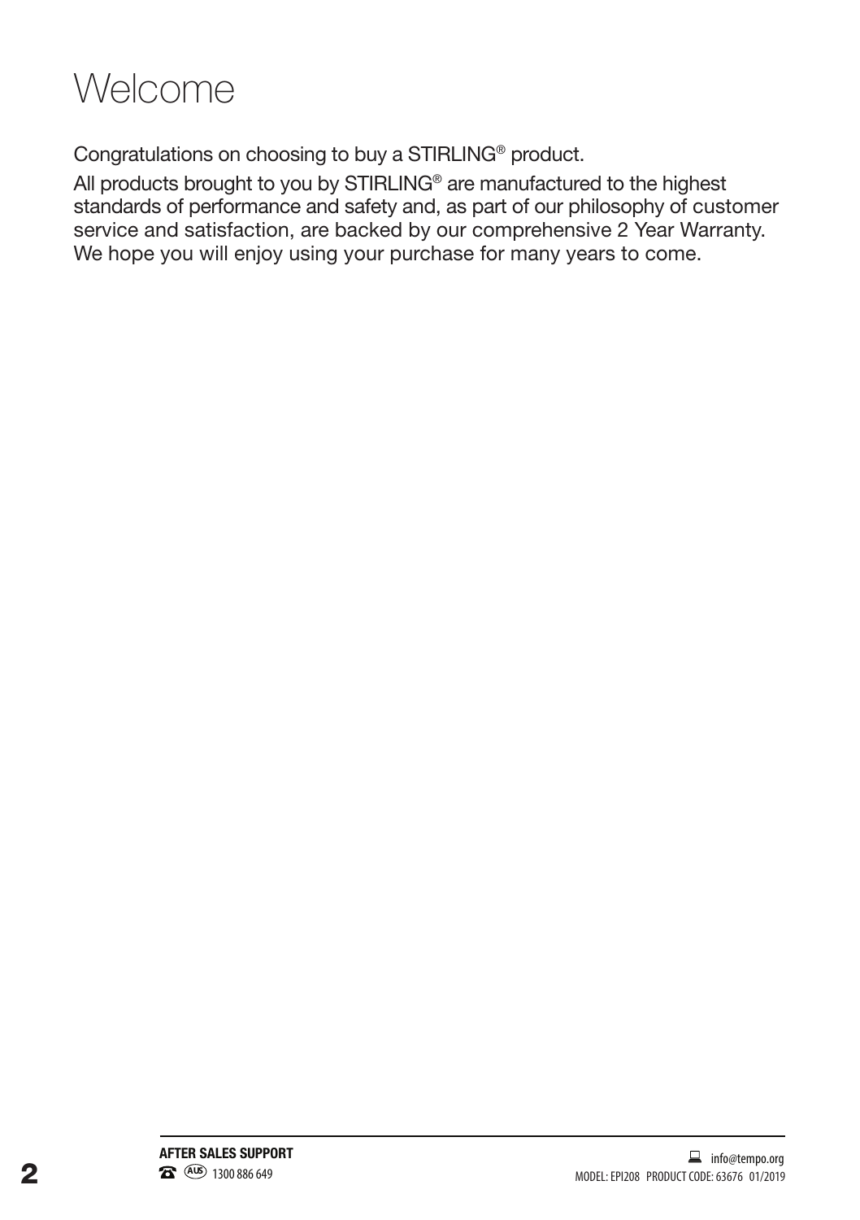# Welcome

Congratulations on choosing to buy a STIRLING® product.

All products brought to you by STIRLING® are manufactured to the highest standards of performance and safety and, as part of our philosophy of customer service and satisfaction, are backed by our comprehensive 2 Year Warranty. We hope you will enjoy using your purchase for many years to come.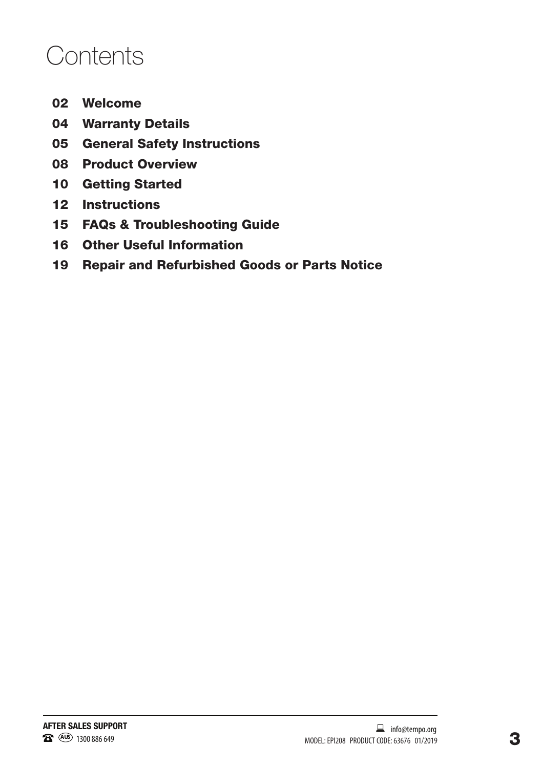# Contents

- 02 Welcome
- 04 Warranty Details
- 05 General Safety Instructions
- 08 Product Overview
- 10 Getting Started
- 12 Instructions
- 15 FAQs & Troubleshooting Guide
- 16 Other Useful Information
- 19 Repair and Refurbished Goods or Parts Notice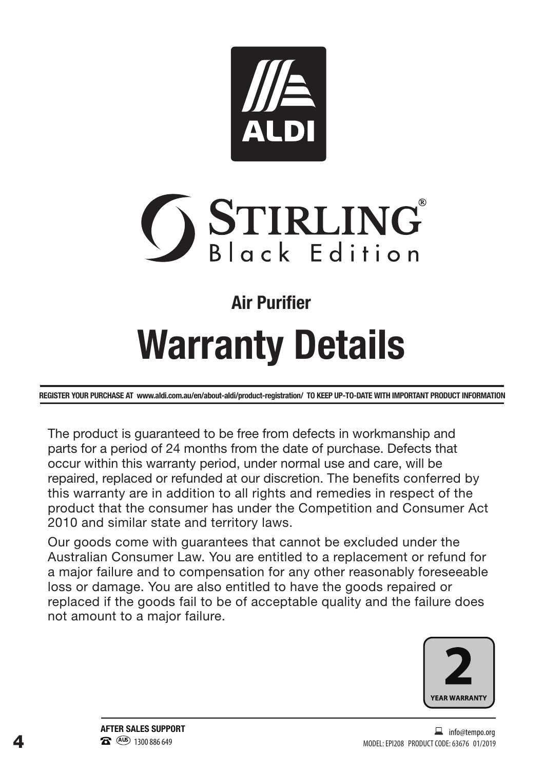ALDI

STIRLING® Black Edition

## Air Purifier

# Warranty Details

**REGISTER YOUR PURCHASE AT www.aldi.com.au/en/about-aldi/product-registration/ TO KEEP UP-TO-DATE WITH IMPORTANT PRODUCT INFORMATION**

The product is guaranteed to be free from defects in workmanship and parts for a period of 24 months from the date of purchase. Defects that occur within this warranty period, under normal use and care, will be repaired, replaced or refunded at our discretion. The benefits conferred by this warranty are in addition to all rights and remedies in respect of the product that the consumer has under the Competition and Consumer Act 2010 and similar state and territory laws.

Our goods come with guarantees that cannot be excluded under the Australian Consumer Law. You are entitled to a replacement or refund for a major failure and to compensation for any other reasonably foreseeable loss or damage. You are also entitled to have the goods repaired or replaced if the goods fail to be of acceptable quality and the failure does not amount to a major failure.

**2 YEAR WARRANTY**

**AFTER SALES SUPPORT**

(AUS) 1300 886 649

info@tempo.org

MODEL: EPI208 PRODUCT CODE: 63676 01/2019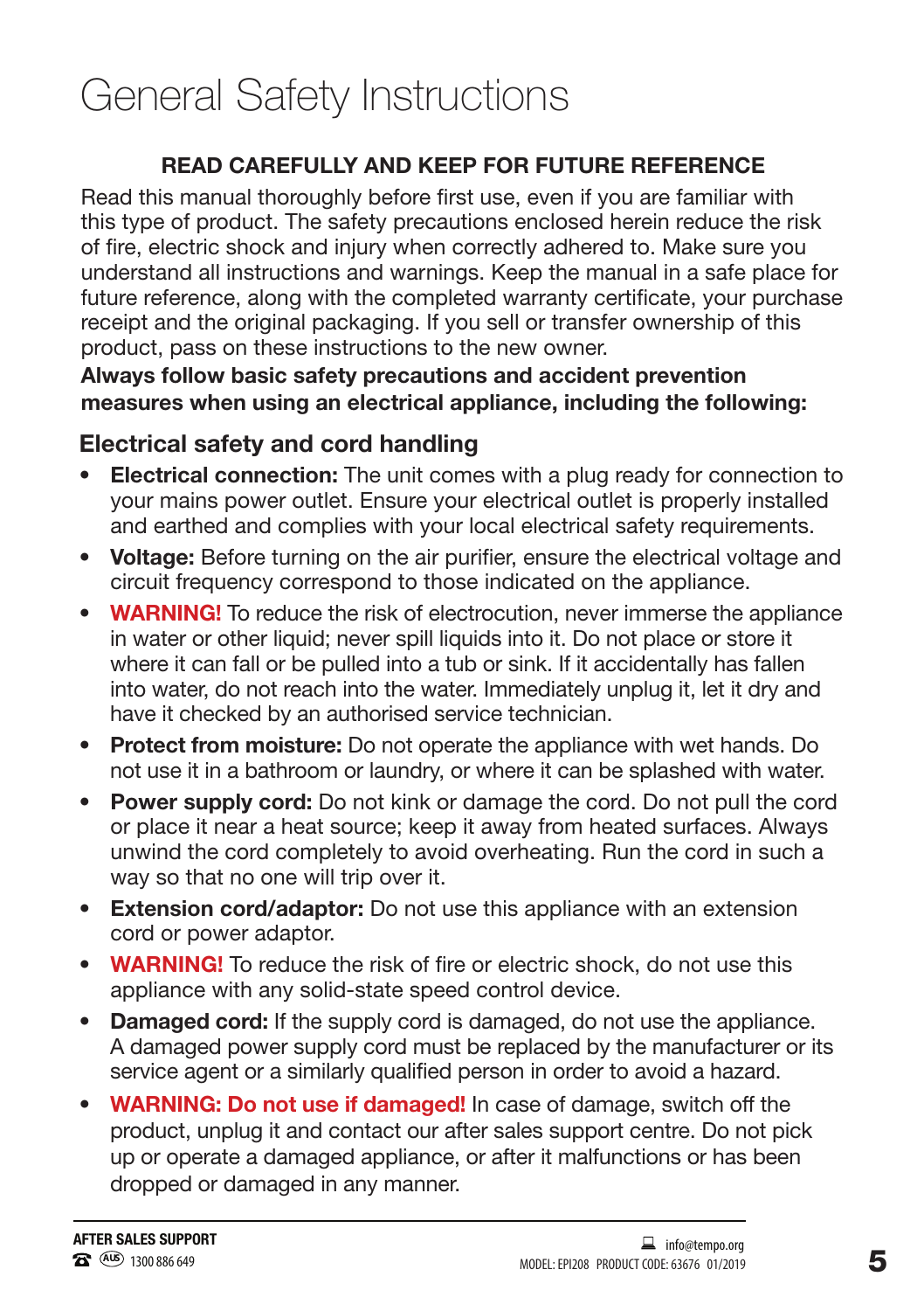# General Safety Instructions

**READ CAREFULLY AND KEEP FOR FUTURE REFERENCE**

Read this manual thoroughly before first use, even if you are familiar with this type of product. The safety precautions enclosed herein reduce the risk of fire, electric shock and injury when correctly adhered to. Make sure you understand all instructions and warnings. Keep the manual in a safe place for future reference, along with the completed warranty certificate, your purchase receipt and the original packaging. If you sell or transfer ownership of this product, pass on these instructions to the new owner.

**Always follow basic safety precautions and accident prevention measures when using an electrical appliance, including the following:**

## Electrical safety and cord handling

- **Electrical connection:** The unit comes with a plug ready for connection to your mains power outlet. Ensure your electrical outlet is properly installed and earthed and complies with your local electrical safety requirements.
- **Voltage:** Before turning on the air purifier, ensure the electrical voltage and circuit frequency correspond to those indicated on the appliance.
- **WARNING!** To reduce the risk of electrocution, never immerse the appliance in water or other liquid; never spill liquids into it. Do not place or store it where it can fall or be pulled into a tub or sink. If it accidentally has fallen into water, do not reach into the water. Immediately unplug it, let it dry and have it checked by an authorised service technician.
- **Protect from moisture:** Do not operate the appliance with wet hands. Do not use it in a bathroom or laundry, or where it can be splashed with water.
- **Power supply cord:** Do not kink or damage the cord. Do not pull the cord or place it near a heat source; keep it away from heated surfaces. Always unwind the cord completely to avoid overheating. Run the cord in such a way so that no one will trip over it.
- **Extension cord/adaptor:** Do not use this appliance with an extension cord or power adaptor.
- **WARNING!** To reduce the risk of fire or electric shock, do not use this appliance with any solid-state speed control device.
- **Damaged cord:** If the supply cord is damaged, do not use the appliance. A damaged power supply cord must be replaced by the manufacturer or its service agent or a similarly qualified person in order to avoid a hazard.
- **WARNING: Do not use if damaged!** In case of damage, switch off the product, unplug it and contact our after sales support centre. Do not pick up or operate a damaged appliance, or after it malfunctions or has been dropped or damaged in any manner.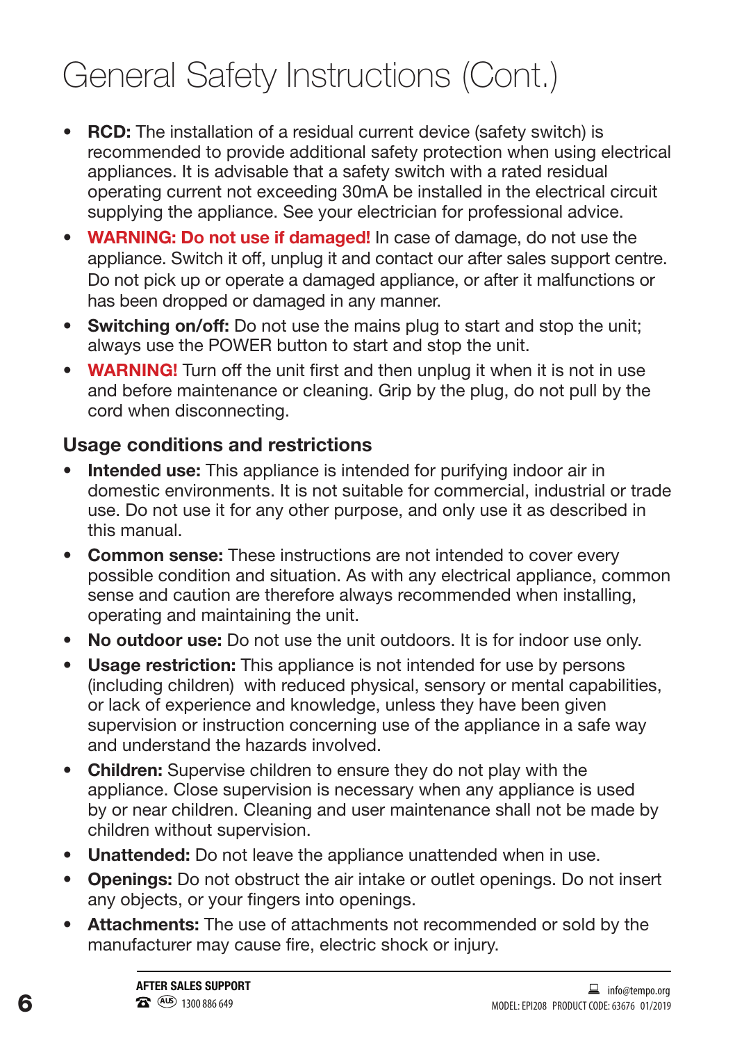# General Safety Instructions (Cont.)

- **RCD:** The installation of a residual current device (safety switch) is recommended to provide additional safety protection when using electrical appliances. It is advisable that a safety switch with a rated residual operating current not exceeding 30mA be installed in the electrical circuit supplying the appliance. See your electrician for professional advice.
- **WARNING: Do not use if damaged!** In case of damage, do not use the appliance. Switch it off, unplug it and contact our after sales support centre. Do not pick up or operate a damaged appliance, or after it malfunctions or has been dropped or damaged in any manner.
- **Switching on/off:** Do not use the mains plug to start and stop the unit; always use the POWER button to start and stop the unit.
- **WARNING!** Turn off the unit first and then unplug it when it is not in use and before maintenance or cleaning. Grip by the plug, do not pull by the cord when disconnecting.

## Usage conditions and restrictions

- **Intended use:** This appliance is intended for purifying indoor air in domestic environments. It is not suitable for commercial, industrial or trade use. Do not use it for any other purpose, and only use it as described in this manual.
- **Common sense:** These instructions are not intended to cover every possible condition and situation. As with any electrical appliance, common sense and caution are therefore always recommended when installing, operating and maintaining the unit.
- **No outdoor use:** Do not use the unit outdoors. It is for indoor use only.
- **Usage restriction:** This appliance is not intended for use by persons (including children) with reduced physical, sensory or mental capabilities, or lack of experience and knowledge, unless they have been given supervision or instruction concerning use of the appliance in a safe way and understand the hazards involved.
- **Children:** Supervise children to ensure they do not play with the appliance. Close supervision is necessary when any appliance is used by or near children. Cleaning and user maintenance shall not be made by children without supervision.
- **Unattended:** Do not leave the appliance unattended when in use.
- **Openings:** Do not obstruct the air intake or outlet openings. Do not insert any objects, or your fingers into openings.
- **Attachments:** The use of attachments not recommended or sold by the manufacturer may cause fire, electric shock or injury.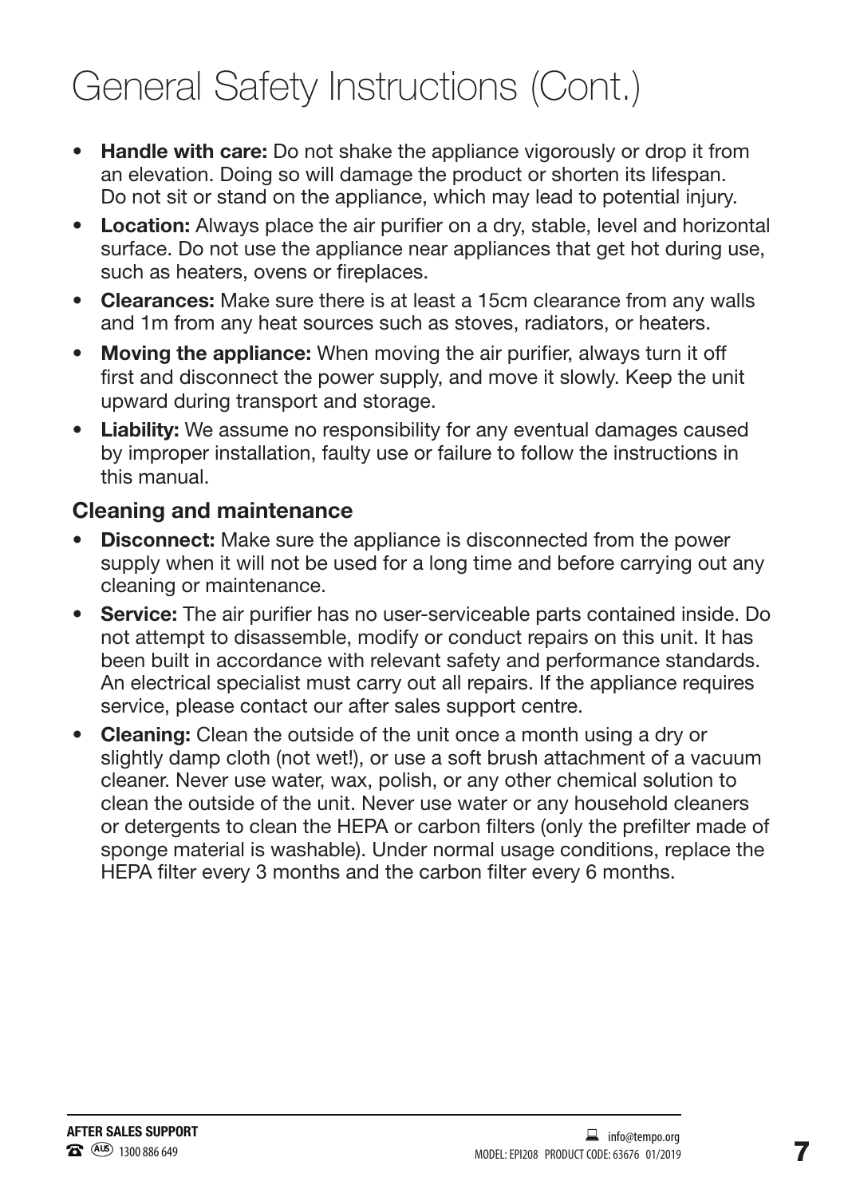# General Safety Instructions (Cont.)

- **Handle with care:** Do not shake the appliance vigorously or drop it from an elevation. Doing so will damage the product or shorten its lifespan. Do not sit or stand on the appliance, which may lead to potential injury.
- **Location:** Always place the air purifier on a dry, stable, level and horizontal surface. Do not use the appliance near appliances that get hot during use, such as heaters, ovens or fireplaces.
- **Clearances:** Make sure there is at least a 15cm clearance from any walls and 1m from any heat sources such as stoves, radiators, or heaters.
- **Moving the appliance:** When moving the air purifier, always turn it off first and disconnect the power supply, and move it slowly. Keep the unit upward during transport and storage.
- **Liability:** We assume no responsibility for any eventual damages caused by improper installation, faulty use or failure to follow the instructions in this manual.

### Cleaning and maintenance

- **Disconnect:** Make sure the appliance is disconnected from the power supply when it will not be used for a long time and before carrying out any cleaning or maintenance.
- **Service:** The air purifier has no user-serviceable parts contained inside. Do not attempt to disassemble, modify or conduct repairs on this unit. It has been built in accordance with relevant safety and performance standards. An electrical specialist must carry out all repairs. If the appliance requires service, please contact our after sales support centre.
- **Cleaning:** Clean the outside of the unit once a month using a dry or slightly damp cloth (not wet!), or use a soft brush attachment of a vacuum cleaner. Never use water, wax, polish, or any other chemical solution to clean the outside of the unit. Never use water or any household cleaners or detergents to clean the HEPA or carbon filters (only the prefilter made of sponge material is washable). Under normal usage conditions, replace the HEPA filter every 3 months and the carbon filter every 6 months.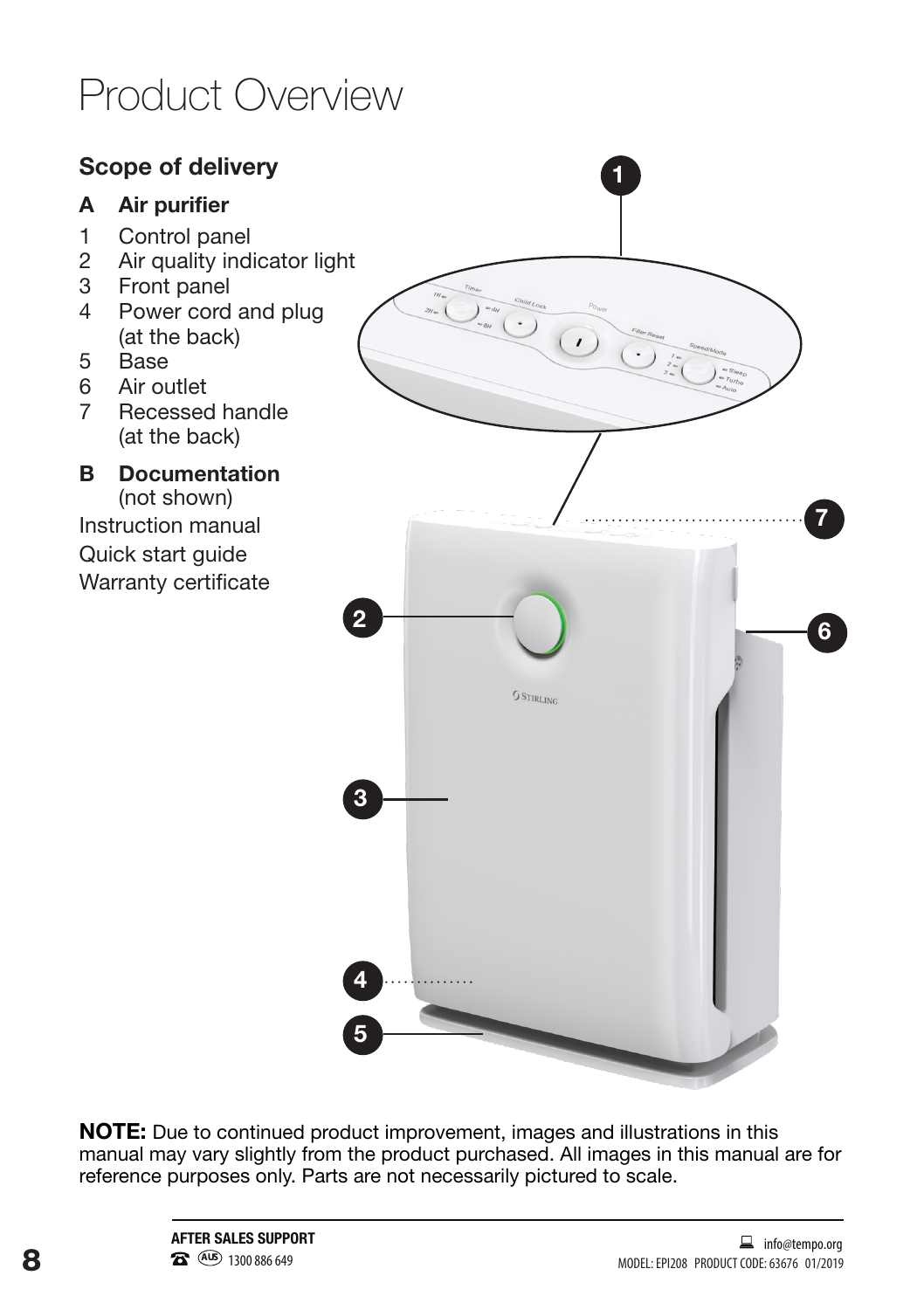# Product Overview

## Scope of delivery

**A Air purifier**

1. Control panel
2. Air quality indicator light
3. Front panel
4. Power cord and plug (at the back)
5. Base
6. Air outlet
7. Recessed handle (at the back)

**B Documentation** (not shown)

Instruction manual

Quick start guide

Warranty certificate

**NOTE:** Due to continued product improvement, images and illustrations in this manual may vary slightly from the product purchased. All images in this manual are for reference purposes only. Parts are not necessarily pictured to scale.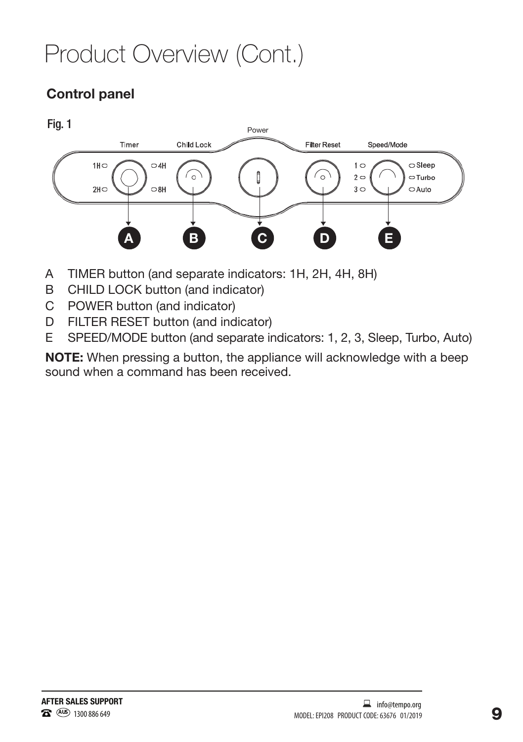# Product Overview (Cont.)

## Control panel

Fig. 1

A TIMER button (and separate indicators: 1H, 2H, 4H, 8H)
B CHILD LOCK button (and indicator)
C POWER button (and indicator)
D FILTER RESET button (and indicator)
E SPEED/MODE button (and separate indicators: 1, 2, 3, Sleep, Turbo, Auto)

**NOTE:** When pressing a button, the appliance will acknowledge with a beep sound when a command has been received.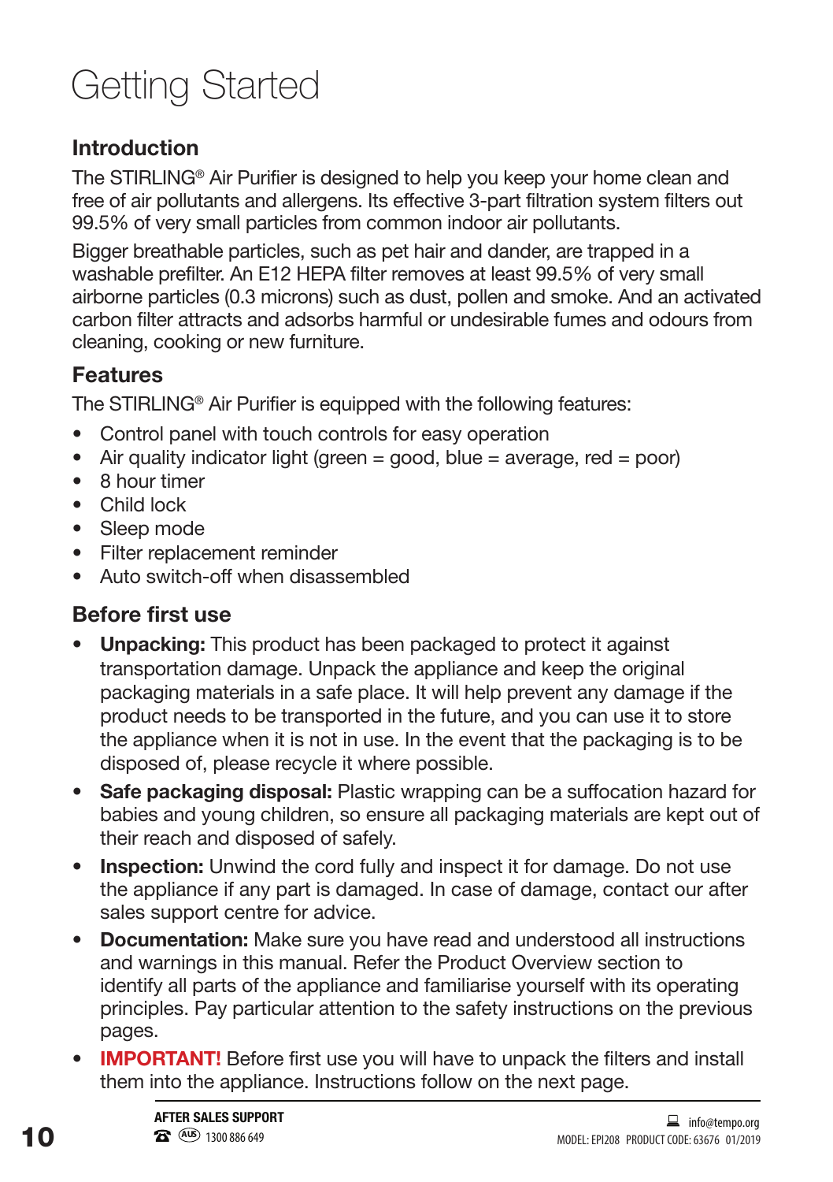# Getting Started

## Introduction

The STIRLING® Air Purifier is designed to help you keep your home clean and free of air pollutants and allergens. Its effective 3-part filtration system filters out 99.5% of very small particles from common indoor air pollutants.

Bigger breathable particles, such as pet hair and dander, are trapped in a washable prefilter. An E12 HEPA filter removes at least 99.5% of very small airborne particles (0.3 microns) such as dust, pollen and smoke. And an activated carbon filter attracts and adsorbs harmful or undesirable fumes and odours from cleaning, cooking or new furniture.

## Features

The STIRLING® Air Purifier is equipped with the following features:

- Control panel with touch controls for easy operation
- Air quality indicator light (green = good, blue = average, red = poor)
- 8 hour timer
- Child lock
- Sleep mode
- Filter replacement reminder
- Auto switch-off when disassembled

## Before first use

- **Unpacking:** This product has been packaged to protect it against transportation damage. Unpack the appliance and keep the original packaging materials in a safe place. It will help prevent any damage if the product needs to be transported in the future, and you can use it to store the appliance when it is not in use. In the event that the packaging is to be disposed of, please recycle it where possible.
- **Safe packaging disposal:** Plastic wrapping can be a suffocation hazard for babies and young children, so ensure all packaging materials are kept out of their reach and disposed of safely.
- **Inspection:** Unwind the cord fully and inspect it for damage. Do not use the appliance if any part is damaged. In case of damage, contact our after sales support centre for advice.
- **Documentation:** Make sure you have read and understood all instructions and warnings in this manual. Refer the Product Overview section to identify all parts of the appliance and familiarise yourself with its operating principles. Pay particular attention to the safety instructions on the previous pages.
- **IMPORTANT!** Before first use you will have to unpack the filters and install them into the appliance. Instructions follow on the next page.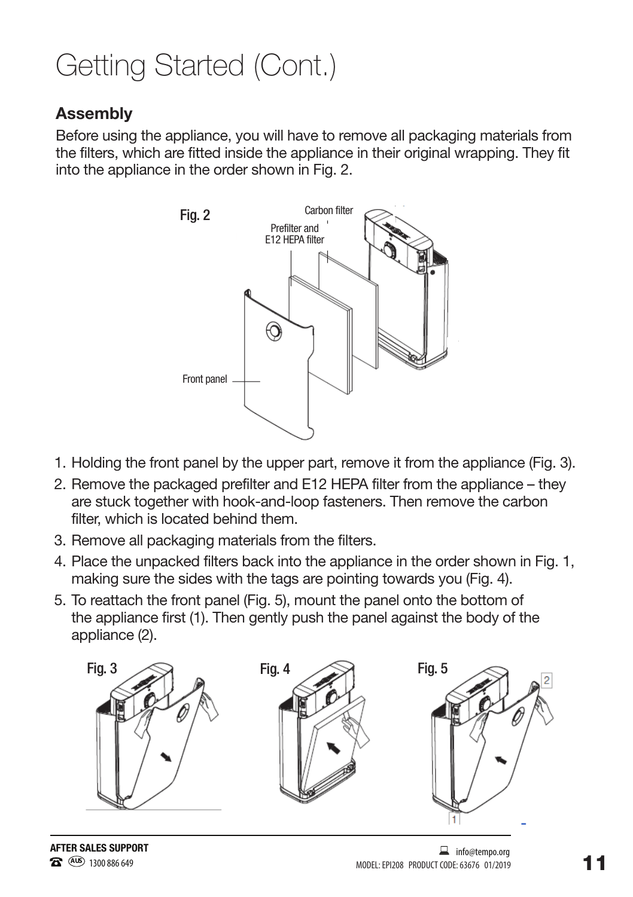# Getting Started (Cont.)

## Assembly

Before using the appliance, you will have to remove all packaging materials from the filters, which are fitted inside the appliance in their original wrapping. They fit into the appliance in the order shown in Fig. 2.

Fig. 2

Carbon filter

Prefilter and E12 HEPA filter

Front panel

1. Holding the front panel by the upper part, remove it from the appliance (Fig. 3).
2. Remove the packaged prefilter and E12 HEPA filter from the appliance – they are stuck together with hook-and-loop fasteners. Then remove the carbon filter, which is located behind them.
3. Remove all packaging materials from the filters.
4. Place the unpacked filters back into the appliance in the order shown in Fig. 1, making sure the sides with the tags are pointing towards you (Fig. 4).
5. To reattach the front panel (Fig. 5), mount the panel onto the bottom of the appliance first (1). Then gently push the panel against the body of the appliance (2).

Fig. 3

Fig. 4

Fig. 5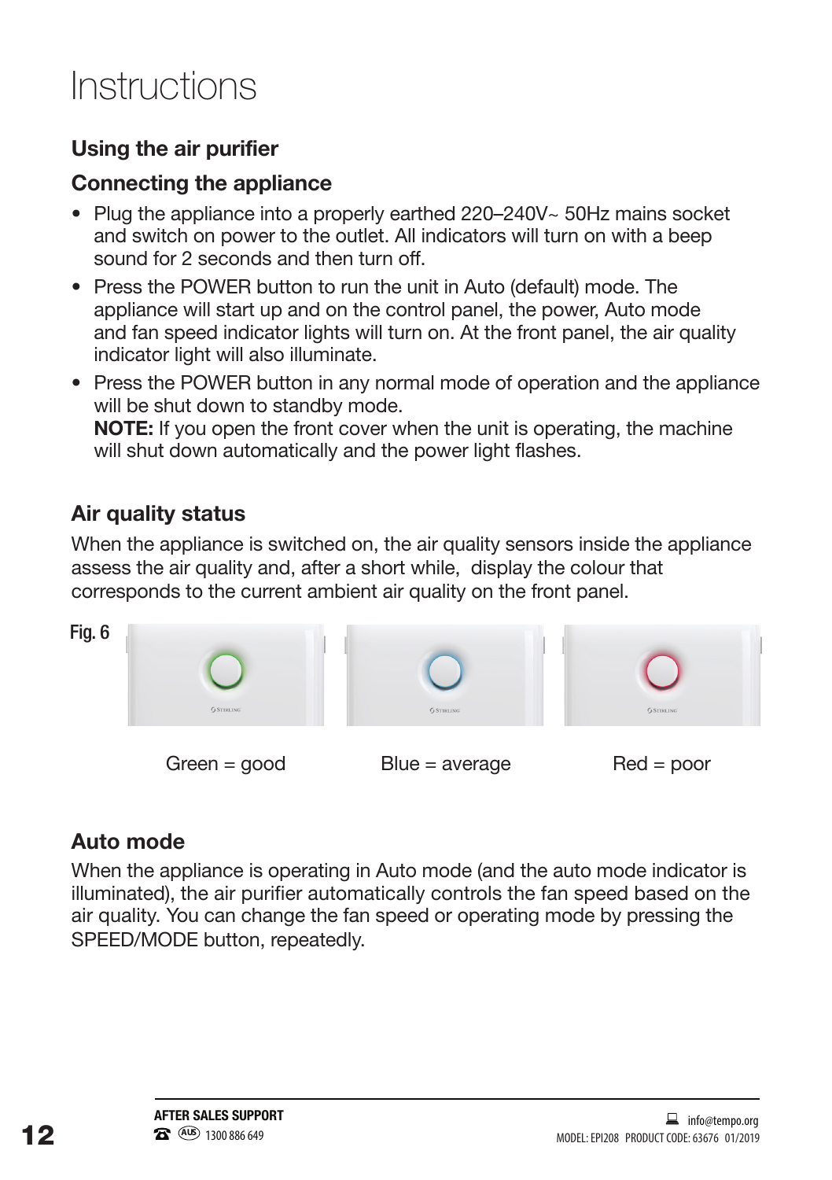# Instructions

## Using the air purifier

### Connecting the appliance

- Plug the appliance into a properly earthed 220–240V~ 50Hz mains socket and switch on power to the outlet. All indicators will turn on with a beep sound for 2 seconds and then turn off.
- Press the POWER button to run the unit in Auto (default) mode. The appliance will start up and on the control panel, the power, Auto mode and fan speed indicator lights will turn on. At the front panel, the air quality indicator light will also illuminate.
- Press the POWER button in any normal mode of operation and the appliance will be shut down to standby mode.
  **NOTE:** If you open the front cover when the unit is operating, the machine will shut down automatically and the power light flashes.

### Air quality status

When the appliance is switched on, the air quality sensors inside the appliance assess the air quality and, after a short while, display the colour that corresponds to the current ambient air quality on the front panel.

Fig. 6

Green = good

Blue = average

Red = poor

### Auto mode

When the appliance is operating in Auto mode (and the auto mode indicator is illuminated), the air purifier automatically controls the fan speed based on the air quality. You can change the fan speed or operating mode by pressing the SPEED/MODE button, repeatedly.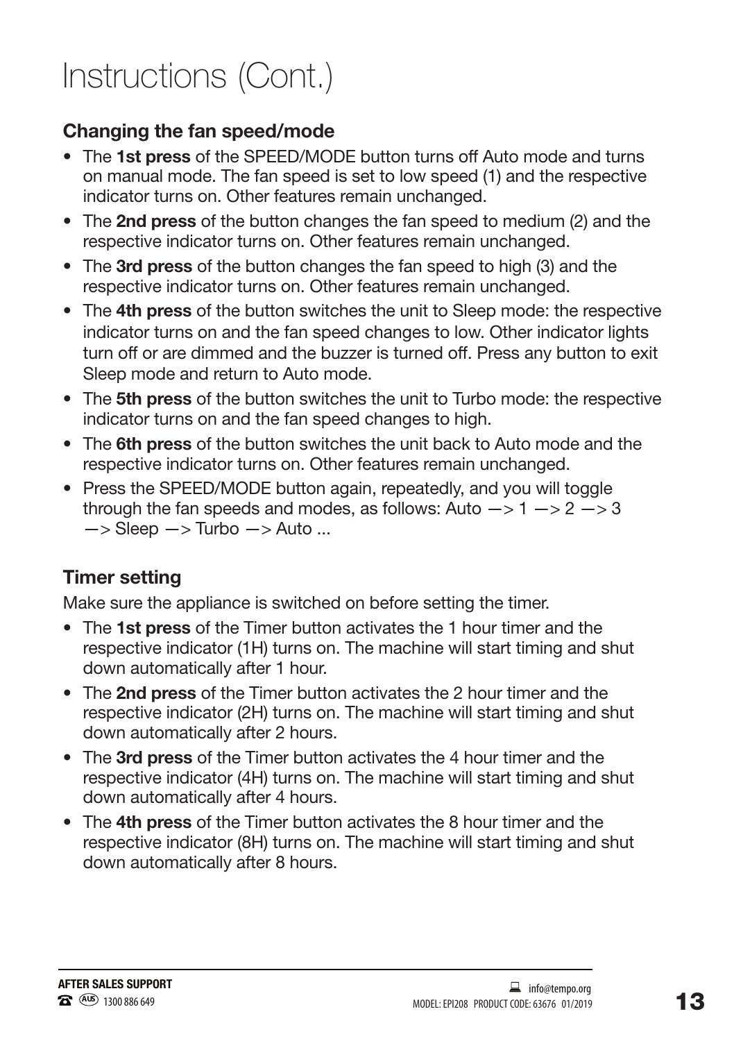# Instructions (Cont.)

## Changing the fan speed/mode

- The **1st press** of the SPEED/MODE button turns off Auto mode and turns on manual mode. The fan speed is set to low speed (1) and the respective indicator turns on. Other features remain unchanged.
- The **2nd press** of the button changes the fan speed to medium (2) and the respective indicator turns on. Other features remain unchanged.
- The **3rd press** of the button changes the fan speed to high (3) and the respective indicator turns on. Other features remain unchanged.
- The **4th press** of the button switches the unit to Sleep mode: the respective indicator turns on and the fan speed changes to low. Other indicator lights turn off or are dimmed and the buzzer is turned off. Press any button to exit Sleep mode and return to Auto mode.
- The **5th press** of the button switches the unit to Turbo mode: the respective indicator turns on and the fan speed changes to high.
- The **6th press** of the button switches the unit back to Auto mode and the respective indicator turns on. Other features remain unchanged.
- Press the SPEED/MODE button again, repeatedly, and you will toggle through the fan speeds and modes, as follows: Auto —> 1 —> 2 —> 3 —> Sleep —> Turbo —> Auto ...

## Timer setting

Make sure the appliance is switched on before setting the timer.

- The **1st press** of the Timer button activates the 1 hour timer and the respective indicator (1H) turns on. The machine will start timing and shut down automatically after 1 hour.
- The **2nd press** of the Timer button activates the 2 hour timer and the respective indicator (2H) turns on. The machine will start timing and shut down automatically after 2 hours.
- The **3rd press** of the Timer button activates the 4 hour timer and the respective indicator (4H) turns on. The machine will start timing and shut down automatically after 4 hours.
- The **4th press** of the Timer button activates the 8 hour timer and the respective indicator (8H) turns on. The machine will start timing and shut down automatically after 8 hours.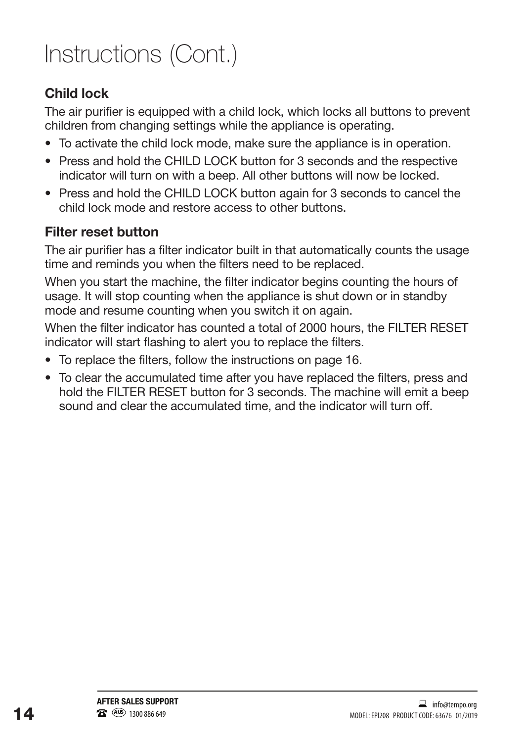# Instructions (Cont.)

## Child lock

The air purifier is equipped with a child lock, which locks all buttons to prevent children from changing settings while the appliance is operating.

- To activate the child lock mode, make sure the appliance is in operation.
- Press and hold the CHILD LOCK button for 3 seconds and the respective indicator will turn on with a beep. All other buttons will now be locked.
- Press and hold the CHILD LOCK button again for 3 seconds to cancel the child lock mode and restore access to other buttons.

## Filter reset button

The air purifier has a filter indicator built in that automatically counts the usage time and reminds you when the filters need to be replaced.

When you start the machine, the filter indicator begins counting the hours of usage. It will stop counting when the appliance is shut down or in standby mode and resume counting when you switch it on again.

When the filter indicator has counted a total of 2000 hours, the FILTER RESET indicator will start flashing to alert you to replace the filters.

- To replace the filters, follow the instructions on page 16.
- To clear the accumulated time after you have replaced the filters, press and hold the FILTER RESET button for 3 seconds. The machine will emit a beep sound and clear the accumulated time, and the indicator will turn off.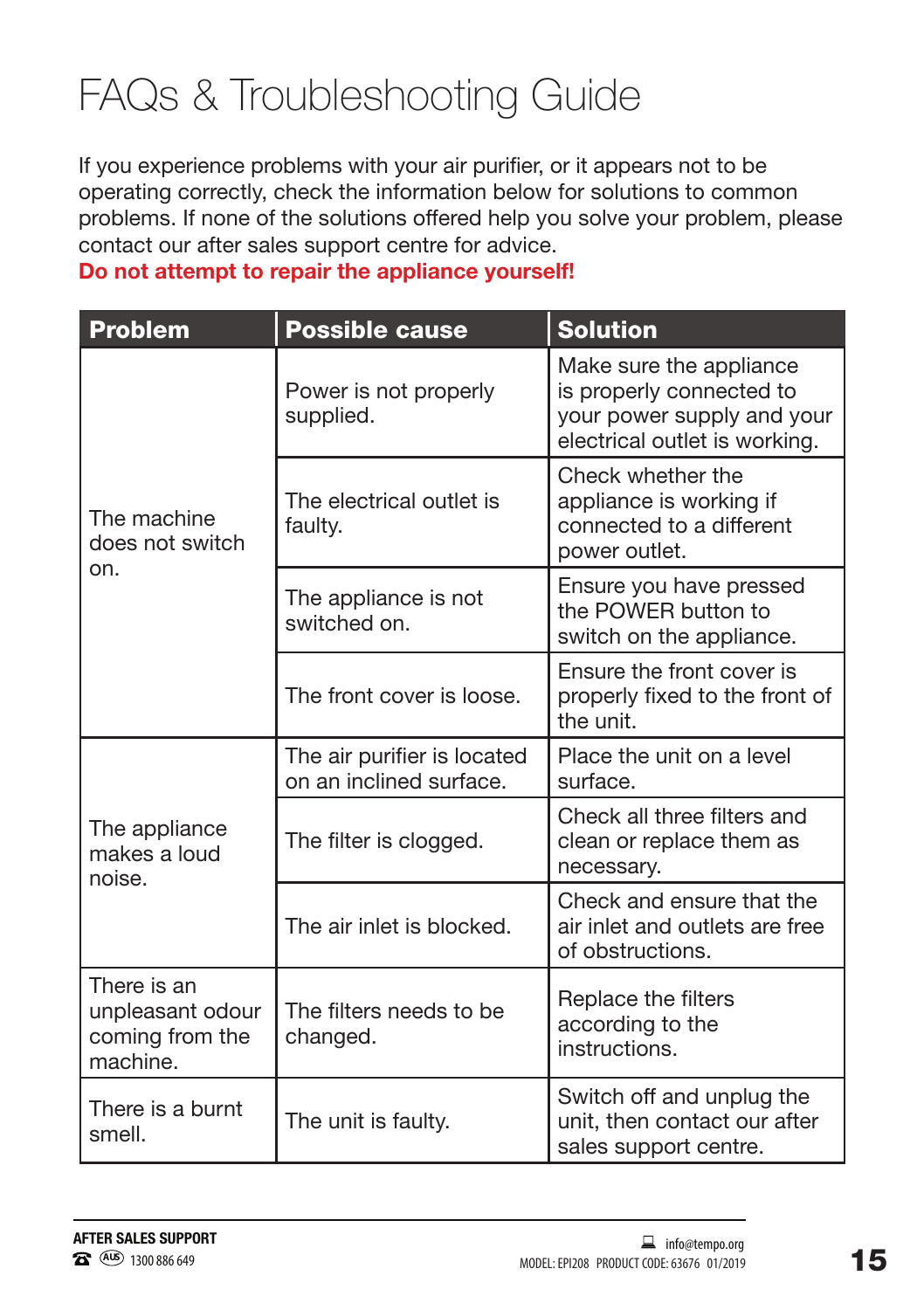# FAQs & Troubleshooting Guide

If you experience problems with your air purifier, or it appears not to be operating correctly, check the information below for solutions to common problems. If none of the solutions offered help you solve your problem, please contact our after sales support centre for advice.

**Do not attempt to repair the appliance yourself!**

| Problem | Possible cause | Solution |
|---|---|---|
| The machine does not switch on. | Power is not properly supplied. | Make sure the appliance is properly connected to your power supply and your electrical outlet is working. |
| | The electrical outlet is faulty. | Check whether the appliance is working if connected to a different power outlet. |
| | The appliance is not switched on. | Ensure you have pressed the POWER button to switch on the appliance. |
| | The front cover is loose. | Ensure the front cover is properly fixed to the front of the unit. |
| The appliance makes a loud noise. | The air purifier is located on an inclined surface. | Place the unit on a level surface. |
| | The filter is clogged. | Check all three filters and clean or replace them as necessary. |
| | The air inlet is blocked. | Check and ensure that the air inlet and outlets are free of obstructions. |
| There is an unpleasant odour coming from the machine. | The filters needs to be changed. | Replace the filters according to the instructions. |
| There is a burnt smell. | The unit is faulty. | Switch off and unplug the unit, then contact our after sales support centre. |

**AFTER SALES SUPPORT**
AUS 1300 886 649
info@tempo.org
MODEL: EPI208 PRODUCT CODE: 63676 01/2019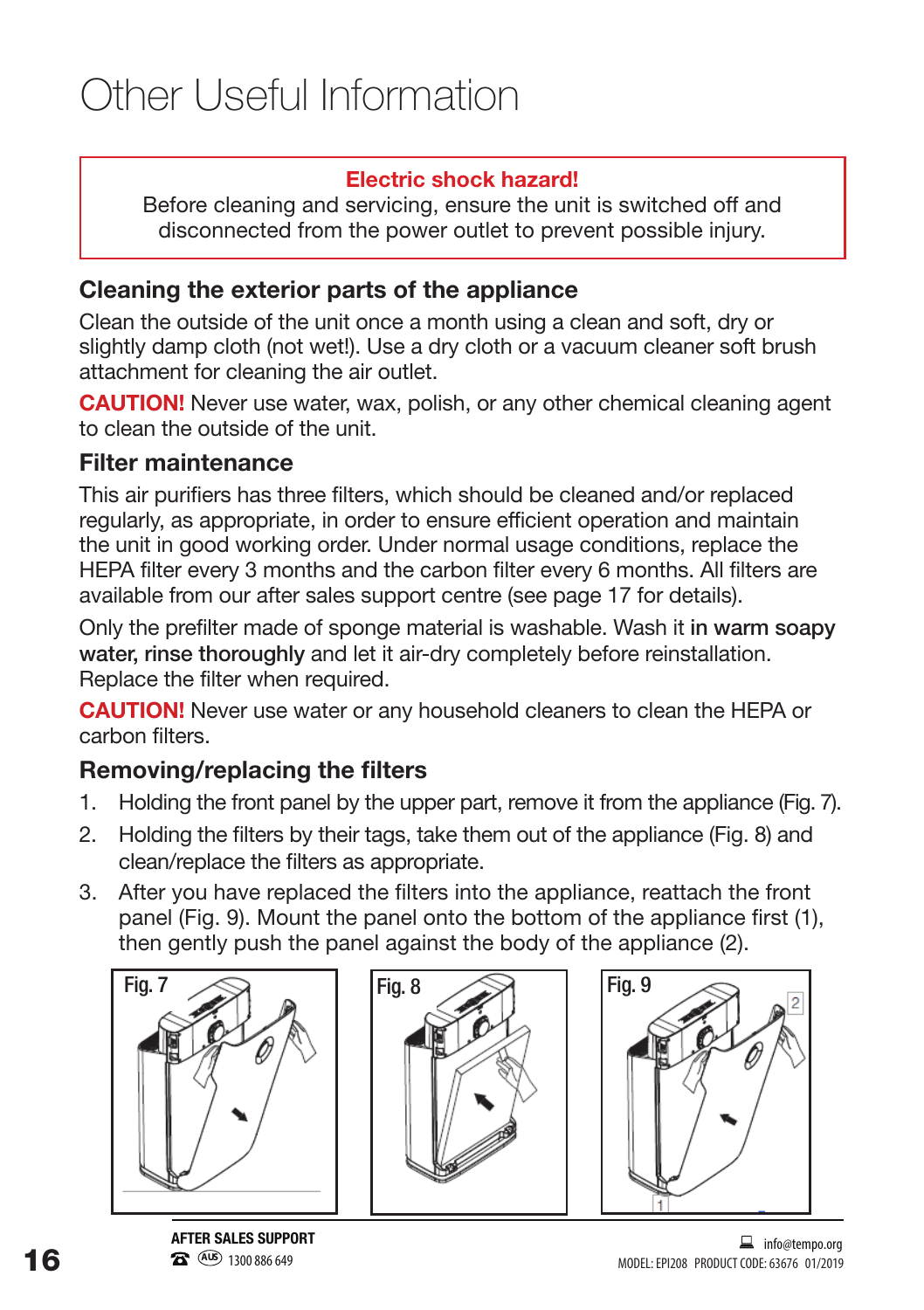# Other Useful Information

**Electric shock hazard!**
Before cleaning and servicing, ensure the unit is switched off and disconnected from the power outlet to prevent possible injury.

## Cleaning the exterior parts of the appliance

Clean the outside of the unit once a month using a clean and soft, dry or slightly damp cloth (not wet!). Use a dry cloth or a vacuum cleaner soft brush attachment for cleaning the air outlet.

**CAUTION!** Never use water, wax, polish, or any other chemical cleaning agent to clean the outside of the unit.

## Filter maintenance

This air purifiers has three filters, which should be cleaned and/or replaced regularly, as appropriate, in order to ensure efficient operation and maintain the unit in good working order. Under normal usage conditions, replace the HEPA filter every 3 months and the carbon filter every 6 months. All filters are available from our after sales support centre (see page 17 for details).

Only the prefilter made of sponge material is washable. Wash it in warm soapy water, rinse thoroughly and let it air-dry completely before reinstallation. Replace the filter when required.

**CAUTION!** Never use water or any household cleaners to clean the HEPA or carbon filters.

## Removing/replacing the filters

1. Holding the front panel by the upper part, remove it from the appliance (Fig. 7).
2. Holding the filters by their tags, take them out of the appliance (Fig. 8) and clean/replace the filters as appropriate.
3. After you have replaced the filters into the appliance, reattach the front panel (Fig. 9). Mount the panel onto the bottom of the appliance first (1), then gently push the panel against the body of the appliance (2).

Fig. 7

Fig. 8

Fig. 9

**AFTER SALES SUPPORT**
☎ (AUS) 1300 886 649

info@tempo.org
MODEL: EPI208 PRODUCT CODE: 63676 01/2019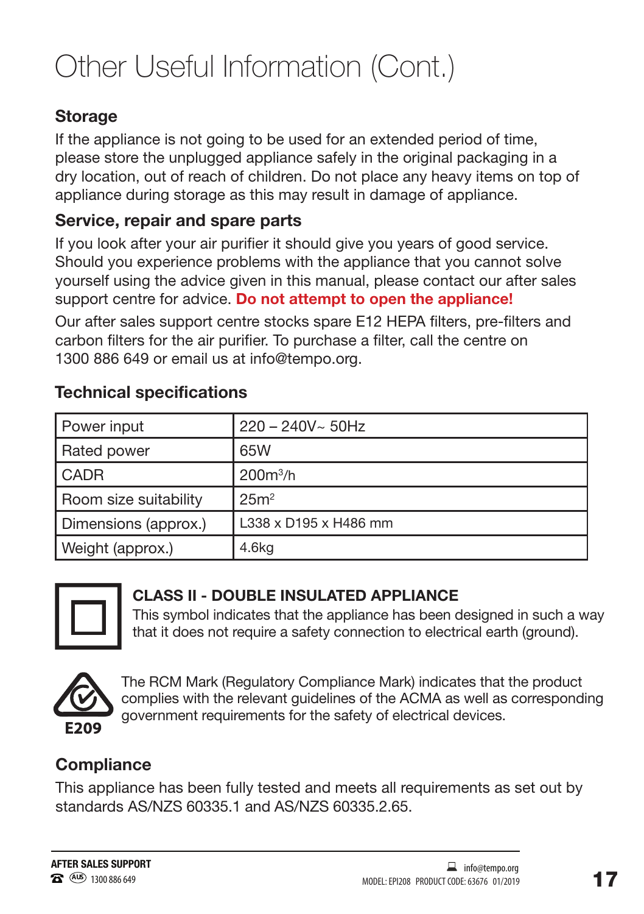# Other Useful Information (Cont.)

## Storage

If the appliance is not going to be used for an extended period of time, please store the unplugged appliance safely in the original packaging in a dry location, out of reach of children. Do not place any heavy items on top of appliance during storage as this may result in damage of appliance.

## Service, repair and spare parts

If you look after your air purifier it should give you years of good service. Should you experience problems with the appliance that you cannot solve yourself using the advice given in this manual, please contact our after sales support centre for advice. **Do not attempt to open the appliance!**

Our after sales support centre stocks spare E12 HEPA filters, pre-filters and carbon filters for the air purifier. To purchase a filter, call the centre on 1300 886 649 or email us at info@tempo.org.

## Technical specifications

| Power input | 220 – 240V~ 50Hz |
|---|---|
| Rated power | 65W |
| CADR | 200m³/h |
| Room size suitability | 25m² |
| Dimensions (approx.) | L338 x D195 x H486 mm |
| Weight (approx.) | 4.6kg |

**CLASS II - DOUBLE INSULATED APPLIANCE**
This symbol indicates that the appliance has been designed in such a way that it does not require a safety connection to electrical earth (ground).

E209

The RCM Mark (Regulatory Compliance Mark) indicates that the product complies with the relevant guidelines of the ACMA as well as corresponding government requirements for the safety of electrical devices.

## Compliance

This appliance has been fully tested and meets all requirements as set out by standards AS/NZS 60335.1 and AS/NZS 60335.2.65.

AFTER SALES SUPPORT
AUS 1300 886 649
info@tempo.org
MODEL: EPI208 PRODUCT CODE: 63676 01/2019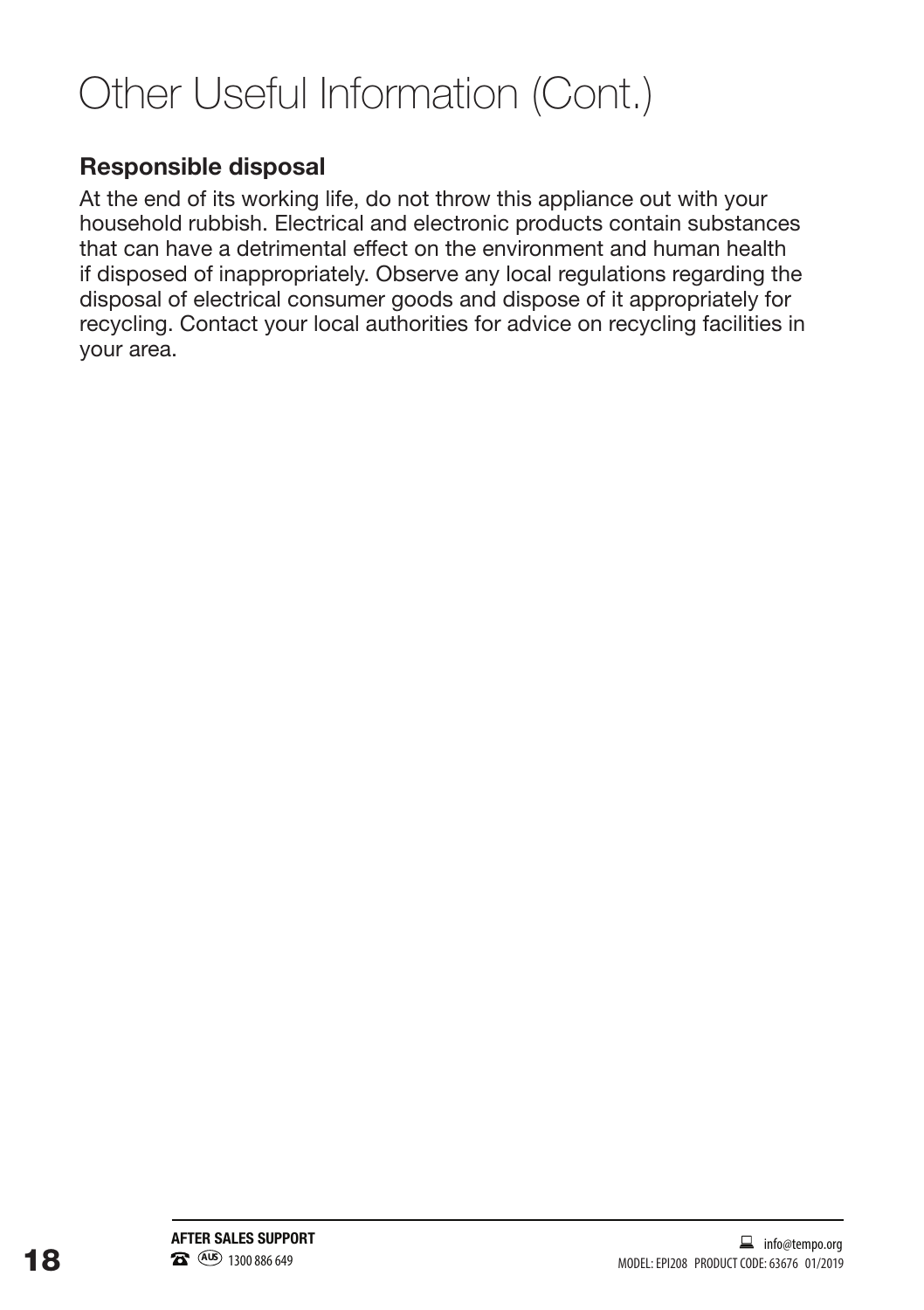# Other Useful Information (Cont.)

## Responsible disposal

At the end of its working life, do not throw this appliance out with your household rubbish. Electrical and electronic products contain substances that can have a detrimental effect on the environment and human health if disposed of inappropriately. Observe any local regulations regarding the disposal of electrical consumer goods and dispose of it appropriately for recycling. Contact your local authorities for advice on recycling facilities in your area.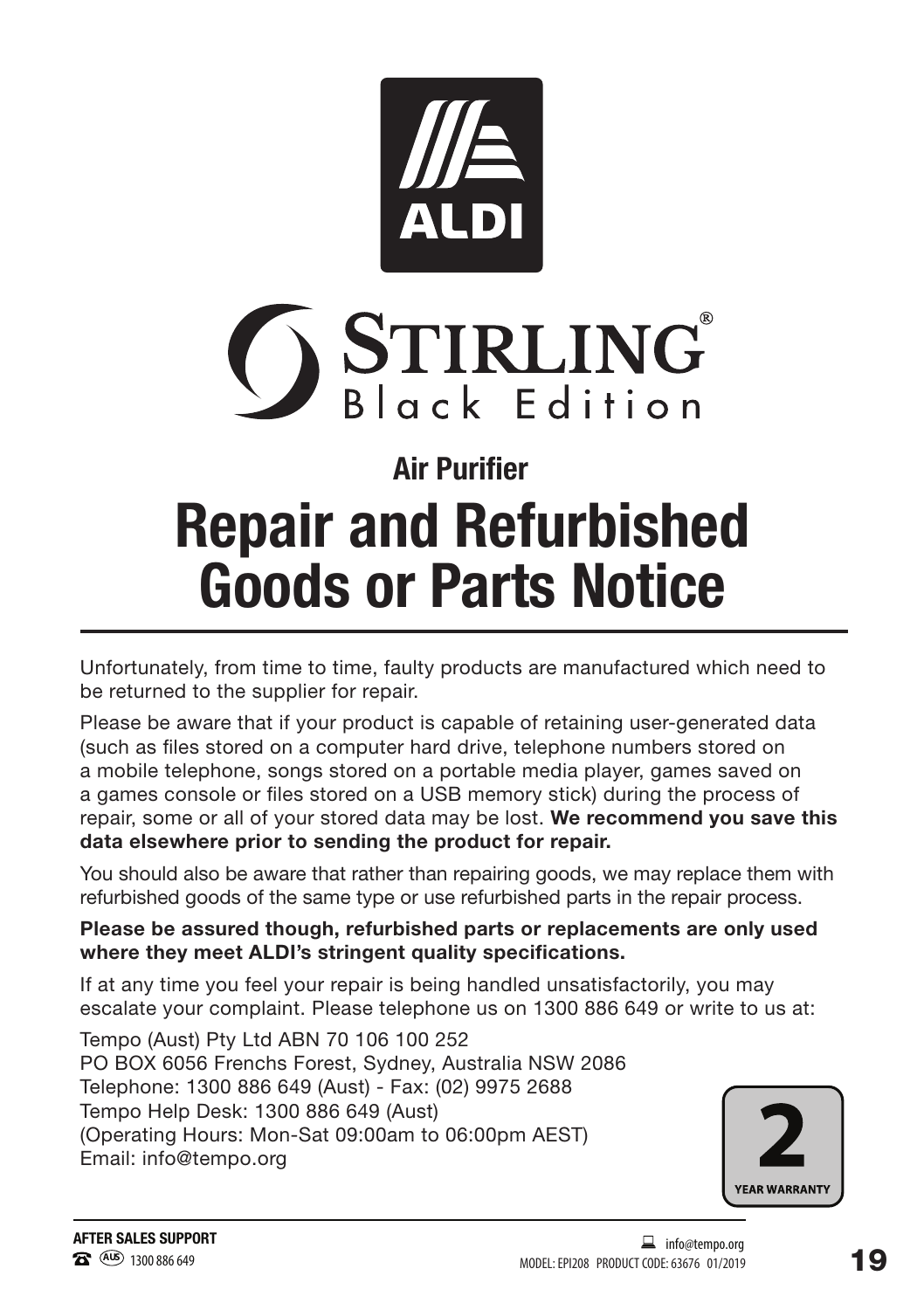ALDI

STIRLING® Black Edition

## Air Purifier

# Repair and Refurbished Goods or Parts Notice

Unfortunately, from time to time, faulty products are manufactured which need to be returned to the supplier for repair.

Please be aware that if your product is capable of retaining user-generated data (such as files stored on a computer hard drive, telephone numbers stored on a mobile telephone, songs stored on a portable media player, games saved on a games console or files stored on a USB memory stick) during the process of repair, some or all of your stored data may be lost. **We recommend you save this data elsewhere prior to sending the product for repair.**

You should also be aware that rather than repairing goods, we may replace them with refurbished goods of the same type or use refurbished parts in the repair process.

**Please be assured though, refurbished parts or replacements are only used where they meet ALDI's stringent quality specifications.**

If at any time you feel your repair is being handled unsatisfactorily, you may escalate your complaint. Please telephone us on 1300 886 649 or write to us at:

Tempo (Aust) Pty Ltd ABN 70 106 100 252
PO BOX 6056 Frenchs Forest, Sydney, Australia NSW 2086
Telephone: 1300 886 649 (Aust) - Fax: (02) 9975 2688
Tempo Help Desk: 1300 886 649 (Aust)
(Operating Hours: Mon-Sat 09:00am to 06:00pm AEST)
Email: info@tempo.org

2 YEAR WARRANTY

**AFTER SALES SUPPORT**
AUS 1300 886 649
info@tempo.org
MODEL: EPI208 PRODUCT CODE: 63676 01/2019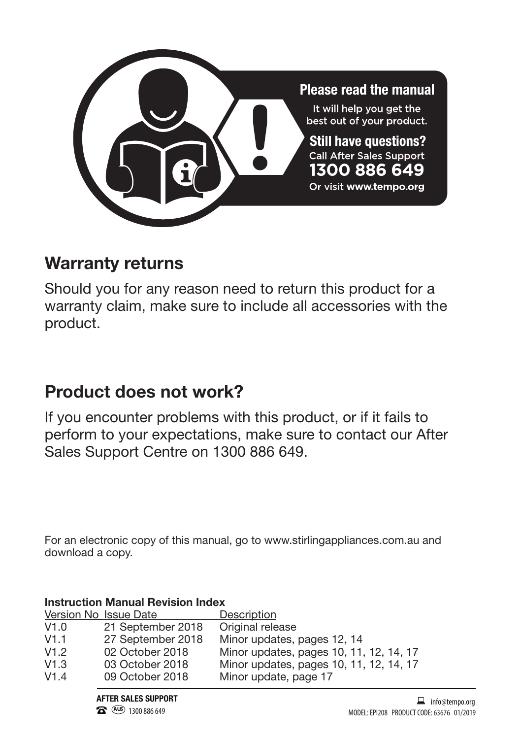**Please read the manual**

It will help you get the best out of your product.

**Still have questions?**

Call After Sales Support

**1300 886 649**

Or visit **www.tempo.org**

## Warranty returns

Should you for any reason need to return this product for a warranty claim, make sure to include all accessories with the product.

## Product does not work?

If you encounter problems with this product, or if it fails to perform to your expectations, make sure to contact our After Sales Support Centre on 1300 886 649.

For an electronic copy of this manual, go to www.stirlingappliances.com.au and download a copy.

**Instruction Manual Revision Index**

| Version No | Issue Date | Description |
|---|---|---|
| V1.0 | 21 September 2018 | Original release |
| V1.1 | 27 September 2018 | Minor updates, pages 12, 14 |
| V1.2 | 02 October 2018 | Minor updates, pages 10, 11, 12, 14, 17 |
| V1.3 | 03 October 2018 | Minor updates, pages 10, 11, 12, 14, 17 |
| V1.4 | 09 October 2018 | Minor update, page 17 |

**AFTER SALES SUPPORT**

AUS 1300 886 649

info@tempo.org

MODEL: EPI208 PRODUCT CODE: 63676 01/2019